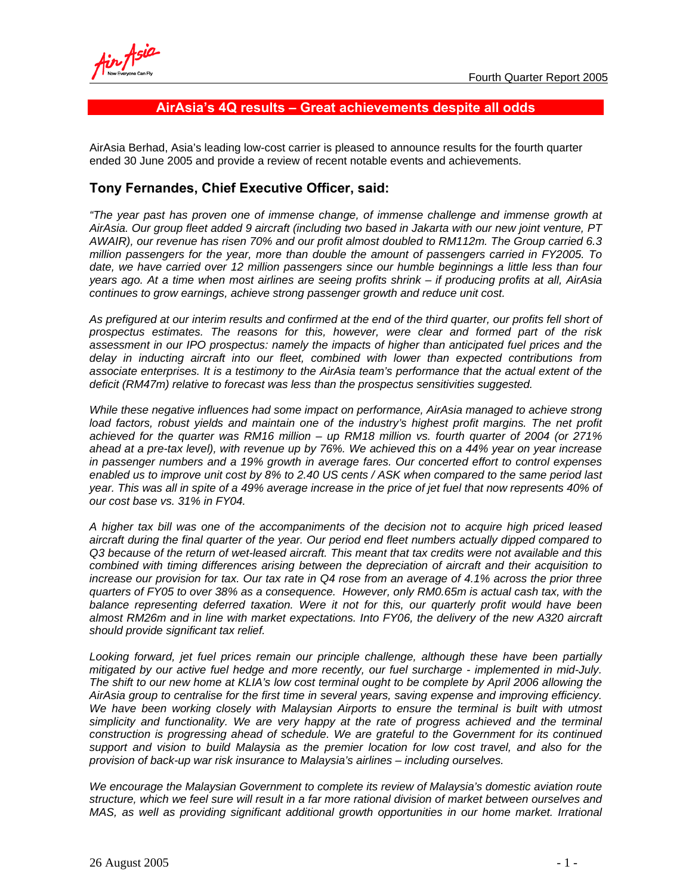## AirAsia's 4Q results – Great achievements despite all odds

AirAsia Berhad, Asia's leading low-cost carrier is pleased to announce results for the fourth quarter ended 30 June 2005 and provide a review of recent notable events and achievements.

### Tony Fernandes, Chief Executive Officer, said:

*"The year past has proven one of immense change, of immense challenge and immense growth at AirAsia. Our group fleet added 9 aircraft (including two based in Jakarta with our new joint venture, PT AWAIR), our revenue has risen 70% and our profit almost doubled to RM112m. The Group carried 6.3 million passengers for the year, more than double the amount of passengers carried in FY2005. To date, we have carried over 12 million passengers since our humble beginnings a little less than four years ago. At a time when most airlines are seeing profits shrink – if producing profits at all, AirAsia continues to grow earnings, achieve strong passenger growth and reduce unit cost.*

*As prefigured at our interim results and confirmed at the end of the third quarter, our profits fell short of prospectus estimates. The reasons for this, however, were clear and formed part of the risk assessment in our IPO prospectus: namely the impacts of higher than anticipated fuel prices and the delay in inducting aircraft into our fleet, combined with lower than expected contributions from associate enterprises. It is a testimony to the AirAsia team's performance that the actual extent of the deficit (RM47m) relative to forecast was less than the prospectus sensitivities suggested.*

*While these negative influences had some impact on performance, AirAsia managed to achieve strong load factors, robust yields and maintain one of the industry's highest profit margins. The net profit achieved for the quarter was RM16 million – up RM18 million vs. fourth quarter of 2004 (or 271% ahead at a pre-tax level), with revenue up by 76%. We achieved this on a 44% year on year increase in passenger numbers and a 19% growth in average fares. Our concerted effort to control expenses enabled us to improve unit cost by 8% to 2.40 US cents / ASK when compared to the same period last year. This was all in spite of a 49% average increase in the price of jet fuel that now represents 40% of our cost base vs. 31% in FY04.*

*A higher tax bill was one of the accompaniments of the decision not to acquire high priced leased aircraft during the final quarter of the year. Our period end fleet numbers actually dipped compared to Q3 because of the return of wet-leased aircraft. This meant that tax credits were not available and this combined with timing differences arising between the depreciation of aircraft and their acquisition to increase our provision for tax. Our tax rate in Q4 rose from an average of 4.1% across the prior three quarters of FY05 to over 38% as a consequence. However, only RM0.65m is actual cash tax, with the balance representing deferred taxation. Were it not for this, our quarterly profit would have been almost RM26m and in line with market expectations. Into FY06, the delivery of the new A320 aircraft should provide significant tax relief.*

*Looking forward, jet fuel prices remain our principle challenge, although these have been partially mitigated by our active fuel hedge and more recently, our fuel surcharge - implemented in mid-July. The shift to our new home at KLIA's low cost terminal ought to be complete by April 2006 allowing the AirAsia group to centralise for the first time in several years, saving expense and improving efficiency. We have been working closely with Malaysian Airports to ensure the terminal is built with utmost simplicity and functionality. We are very happy at the rate of progress achieved and the terminal construction is progressing ahead of schedule. We are grateful to the Government for its continued support and vision to build Malaysia as the premier location for low cost travel, and also for the provision of back-up war risk insurance to Malaysia's airlines – including ourselves.*

*We encourage the Malaysian Government to complete its review of Malaysia's domestic aviation route structure, which we feel sure will result in a far more rational division of market between ourselves and MAS, as well as providing significant additional growth opportunities in our home market. Irrational*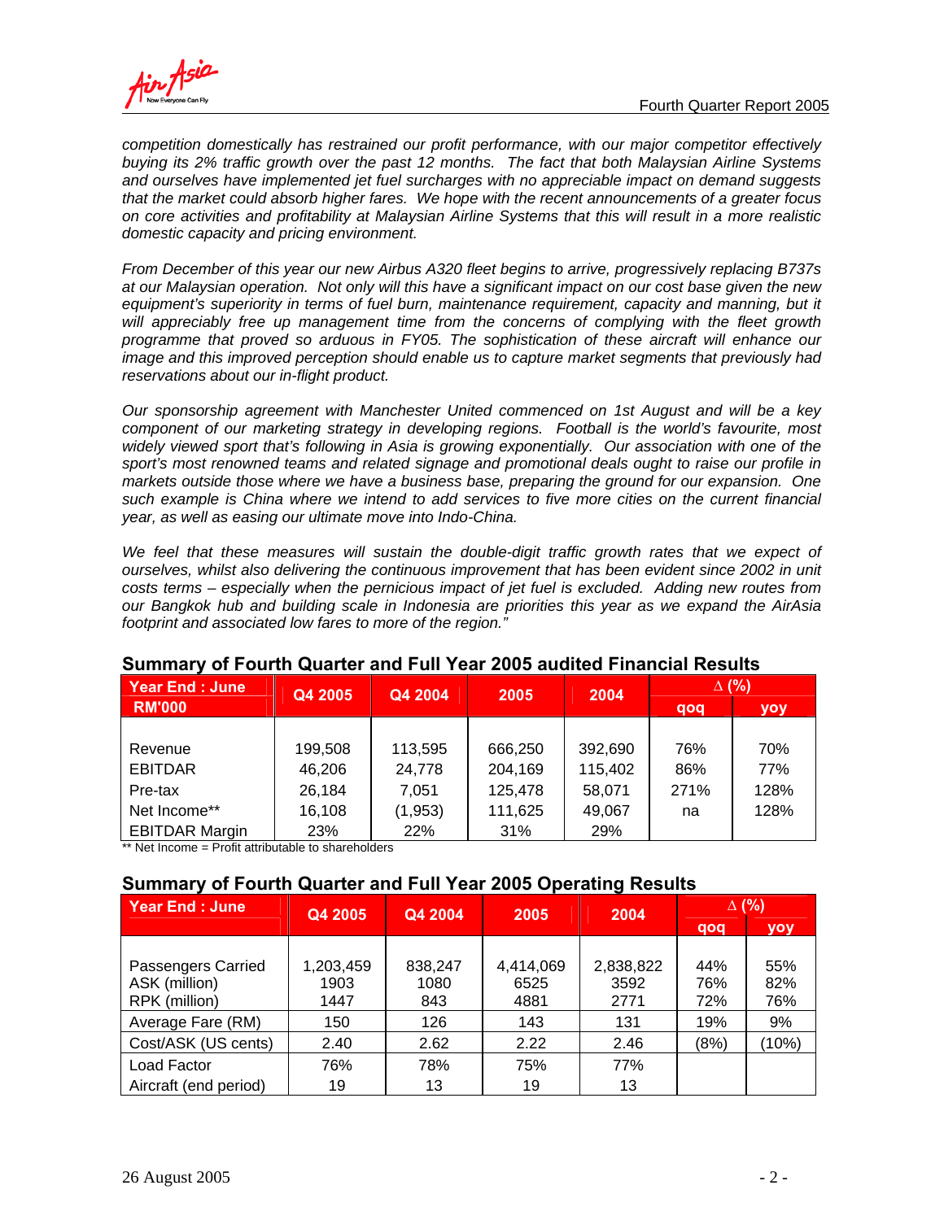*competition domestically has restrained our profit performance, with our major competitor effectively buying its 2% traffic growth over the past 12 months. The fact that both Malaysian Airline Systems and ourselves have implemented jet fuel surcharges with no appreciable impact on demand suggests that the market could absorb higher fares. We hope with the recent announcements of a greater focus on core activities and profitability at Malaysian Airline Systems that this will result in a more realistic domestic capacity and pricing environment.*

*From December of this year our new Airbus A320 fleet begins to arrive, progressively replacing B737s at our Malaysian operation. Not only will this have a significant impact on our cost base given the new equipment's superiority in terms of fuel burn, maintenance requirement, capacity and manning, but it will appreciably free up management time from the concerns of complying with the fleet growth programme that proved so arduous in FY05. The sophistication of these aircraft will enhance our image and this improved perception should enable us to capture market segments that previously had reservations about our in-flight product.*

*Our sponsorship agreement with Manchester United commenced on 1st August and will be a key component of our marketing strategy in developing regions. Football is the world's favourite, most widely viewed sport that's following in Asia is growing exponentially. Our association with one of the sport's most renowned teams and related signage and promotional deals ought to raise our profile in markets outside those where we have a business base, preparing the ground for our expansion. One such example is China where we intend to add services to five more cities on the current financial year, as well as easing our ultimate move into Indo-China.*

*We feel that these measures will sustain the double-digit traffic growth rates that we expect of ourselves, whilst also delivering the continuous improvement that has been evident since 2002 in unit costs terms – especially when the pernicious impact of jet fuel is excluded. Adding new routes from our Bangkok hub and building scale in Indonesia are priorities this year as we expand the AirAsia footprint and associated low fares to more of the region."*

## Summary of Fourth Quarter and Full Year 2005 audited Financial Results

| Year End : June RM'000 | Q4 2005 | Q4 2004 | 2005 | 2004 | Δ (%) qoq | Δ (%) yoy |
|---|---|---|---|---|---|---|
| Revenue | 199,508 | 113,595 | 666,250 | 392,690 | 76% | 70% |
| EBITDAR | 46,206 | 24,778 | 204,169 | 115,402 | 86% | 77% |
| Pre-tax | 26,184 | 7,051 | 125,478 | 58,071 | 271% | 128% |
| Net Income** | 16,108 | (1,953) | 111,625 | 49,067 | na | 128% |
| EBITDAR Margin | 23% | 22% | 31% | 29% | | |

** Net Income = Profit attributable to shareholders

## Summary of Fourth Quarter and Full Year 2005 Operating Results

| Year End : June | Q4 2005 | Q4 2004 | 2005 | 2004 | Δ (%) qoq | Δ (%) yoy |
|---|---|---|---|---|---|---|
| Passengers Carried | 1,203,459 | 838,247 | 4,414,069 | 2,838,822 | 44% | 55% |
| ASK (million) | 1903 | 1080 | 6525 | 3592 | 76% | 82% |
| RPK (million) | 1447 | 843 | 4881 | 2771 | 72% | 76% |
| Average Fare (RM) | 150 | 126 | 143 | 131 | 19% | 9% |
| Cost/ASK (US cents) | 2.40 | 2.62 | 2.22 | 2.46 | (8%) | (10%) |
| Load Factor | 76% | 78% | 75% | 77% | | |
| Aircraft (end period) | 19 | 13 | 19 | 13 | | |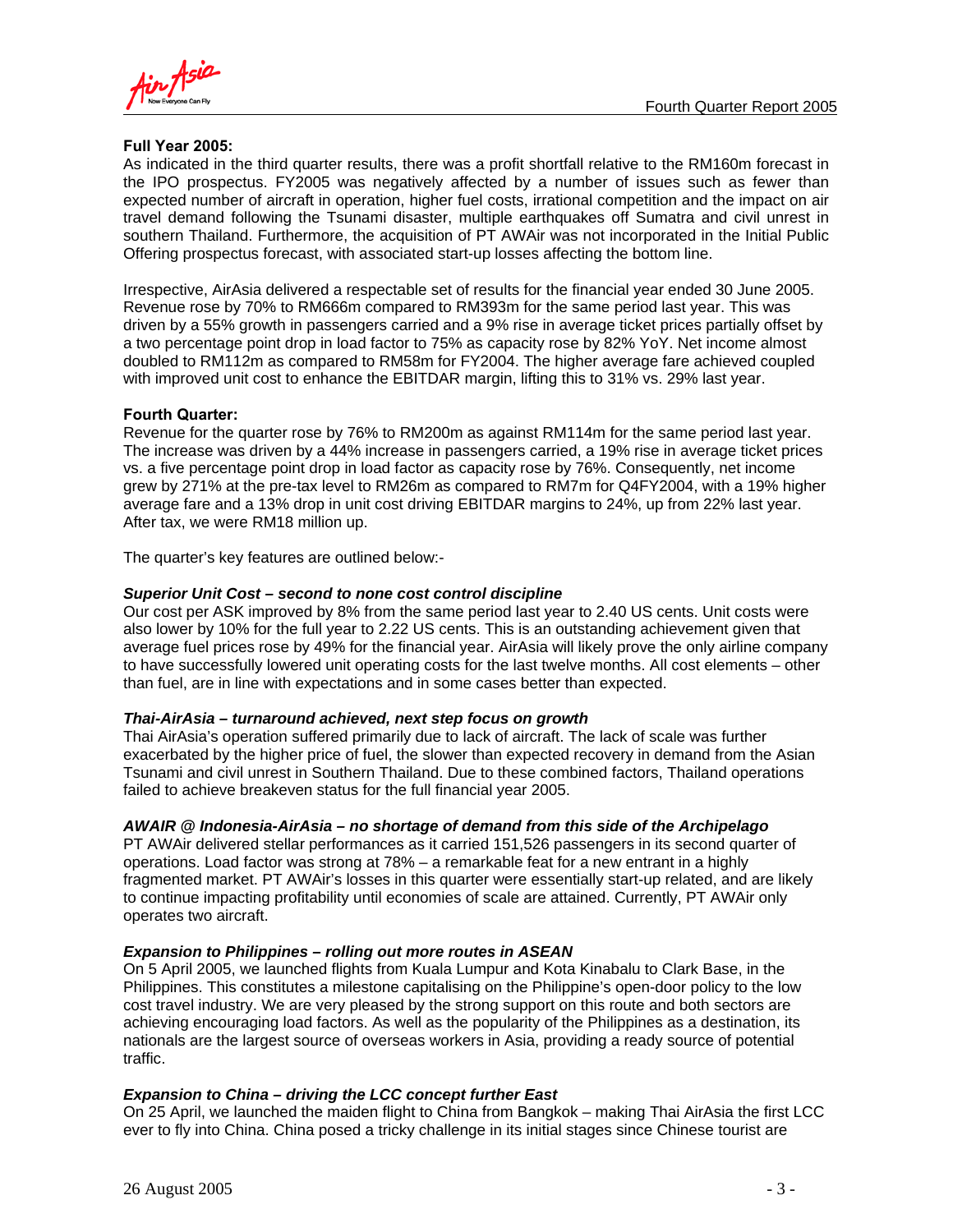**Full Year 2005:**

As indicated in the third quarter results, there was a profit shortfall relative to the RM160m forecast in the IPO prospectus. FY2005 was negatively affected by a number of issues such as fewer than expected number of aircraft in operation, higher fuel costs, irrational competition and the impact on air travel demand following the Tsunami disaster, multiple earthquakes off Sumatra and civil unrest in southern Thailand. Furthermore, the acquisition of PT AWAir was not incorporated in the Initial Public Offering prospectus forecast, with associated start-up losses affecting the bottom line.

Irrespective, AirAsia delivered a respectable set of results for the financial year ended 30 June 2005. Revenue rose by 70% to RM666m compared to RM393m for the same period last year. This was driven by a 55% growth in passengers carried and a 9% rise in average ticket prices partially offset by a two percentage point drop in load factor to 75% as capacity rose by 82% YoY. Net income almost doubled to RM112m as compared to RM58m for FY2004. The higher average fare achieved coupled with improved unit cost to enhance the EBITDAR margin, lifting this to 31% vs. 29% last year.

**Fourth Quarter:**

Revenue for the quarter rose by 76% to RM200m as against RM114m for the same period last year. The increase was driven by a 44% increase in passengers carried, a 19% rise in average ticket prices vs. a five percentage point drop in load factor as capacity rose by 76%. Consequently, net income grew by 271% at the pre-tax level to RM26m as compared to RM7m for Q4FY2004, with a 19% higher average fare and a 13% drop in unit cost driving EBITDAR margins to 24%, up from 22% last year. After tax, we were RM18 million up.

The quarter's key features are outlined below:-

***Superior Unit Cost – second to none cost control discipline***

Our cost per ASK improved by 8% from the same period last year to 2.40 US cents. Unit costs were also lower by 10% for the full year to 2.22 US cents. This is an outstanding achievement given that average fuel prices rose by 49% for the financial year. AirAsia will likely prove the only airline company to have successfully lowered unit operating costs for the last twelve months. All cost elements – other than fuel, are in line with expectations and in some cases better than expected.

***Thai-AirAsia – turnaround achieved, next step focus on growth***

Thai AirAsia's operation suffered primarily due to lack of aircraft. The lack of scale was further exacerbated by the higher price of fuel, the slower than expected recovery in demand from the Asian Tsunami and civil unrest in Southern Thailand. Due to these combined factors, Thailand operations failed to achieve breakeven status for the full financial year 2005.

***AWAIR @ Indonesia-AirAsia – no shortage of demand from this side of the Archipelago***

PT AWAir delivered stellar performances as it carried 151,526 passengers in its second quarter of operations. Load factor was strong at 78% – a remarkable feat for a new entrant in a highly fragmented market. PT AWAir's losses in this quarter were essentially start-up related, and are likely to continue impacting profitability until economies of scale are attained. Currently, PT AWAir only operates two aircraft.

***Expansion to Philippines – rolling out more routes in ASEAN***

On 5 April 2005, we launched flights from Kuala Lumpur and Kota Kinabalu to Clark Base, in the Philippines. This constitutes a milestone capitalising on the Philippine's open-door policy to the low cost travel industry. We are very pleased by the strong support on this route and both sectors are achieving encouraging load factors. As well as the popularity of the Philippines as a destination, its nationals are the largest source of overseas workers in Asia, providing a ready source of potential traffic.

***Expansion to China – driving the LCC concept further East***

On 25 April, we launched the maiden flight to China from Bangkok – making Thai AirAsia the first LCC ever to fly into China. China posed a tricky challenge in its initial stages since Chinese tourist are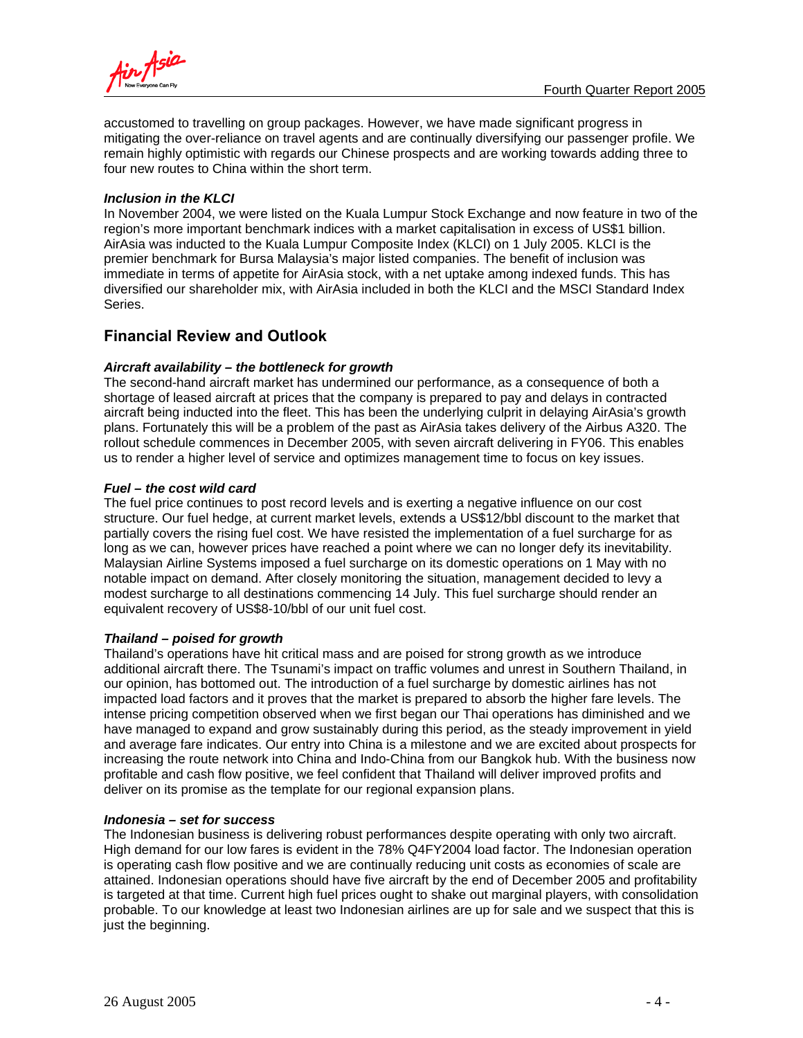accustomed to travelling on group packages. However, we have made significant progress in mitigating the over-reliance on travel agents and are continually diversifying our passenger profile. We remain highly optimistic with regards our Chinese prospects and are working towards adding three to four new routes to China within the short term.

***Inclusion in the KLCI***

In November 2004, we were listed on the Kuala Lumpur Stock Exchange and now feature in two of the region's more important benchmark indices with a market capitalisation in excess of US$1 billion. AirAsia was inducted to the Kuala Lumpur Composite Index (KLCI) on 1 July 2005. KLCI is the premier benchmark for Bursa Malaysia's major listed companies. The benefit of inclusion was immediate in terms of appetite for AirAsia stock, with a net uptake among indexed funds. This has diversified our shareholder mix, with AirAsia included in both the KLCI and the MSCI Standard Index Series.

## Financial Review and Outlook

***Aircraft availability – the bottleneck for growth***

The second-hand aircraft market has undermined our performance, as a consequence of both a shortage of leased aircraft at prices that the company is prepared to pay and delays in contracted aircraft being inducted into the fleet. This has been the underlying culprit in delaying AirAsia's growth plans. Fortunately this will be a problem of the past as AirAsia takes delivery of the Airbus A320. The rollout schedule commences in December 2005, with seven aircraft delivering in FY06. This enables us to render a higher level of service and optimizes management time to focus on key issues.

***Fuel – the cost wild card***

The fuel price continues to post record levels and is exerting a negative influence on our cost structure. Our fuel hedge, at current market levels, extends a US$12/bbl discount to the market that partially covers the rising fuel cost. We have resisted the implementation of a fuel surcharge for as long as we can, however prices have reached a point where we can no longer defy its inevitability. Malaysian Airline Systems imposed a fuel surcharge on its domestic operations on 1 May with no notable impact on demand. After closely monitoring the situation, management decided to levy a modest surcharge to all destinations commencing 14 July. This fuel surcharge should render an equivalent recovery of US$8-10/bbl of our unit fuel cost.

***Thailand – poised for growth***

Thailand's operations have hit critical mass and are poised for strong growth as we introduce additional aircraft there. The Tsunami's impact on traffic volumes and unrest in Southern Thailand, in our opinion, has bottomed out. The introduction of a fuel surcharge by domestic airlines has not impacted load factors and it proves that the market is prepared to absorb the higher fare levels. The intense pricing competition observed when we first began our Thai operations has diminished and we have managed to expand and grow sustainably during this period, as the steady improvement in yield and average fare indicates. Our entry into China is a milestone and we are excited about prospects for increasing the route network into China and Indo-China from our Bangkok hub. With the business now profitable and cash flow positive, we feel confident that Thailand will deliver improved profits and deliver on its promise as the template for our regional expansion plans.

***Indonesia – set for success***

The Indonesian business is delivering robust performances despite operating with only two aircraft. High demand for our low fares is evident in the 78% Q4FY2004 load factor. The Indonesian operation is operating cash flow positive and we are continually reducing unit costs as economies of scale are attained. Indonesian operations should have five aircraft by the end of December 2005 and profitability is targeted at that time. Current high fuel prices ought to shake out marginal players, with consolidation probable. To our knowledge at least two Indonesian airlines are up for sale and we suspect that this is just the beginning.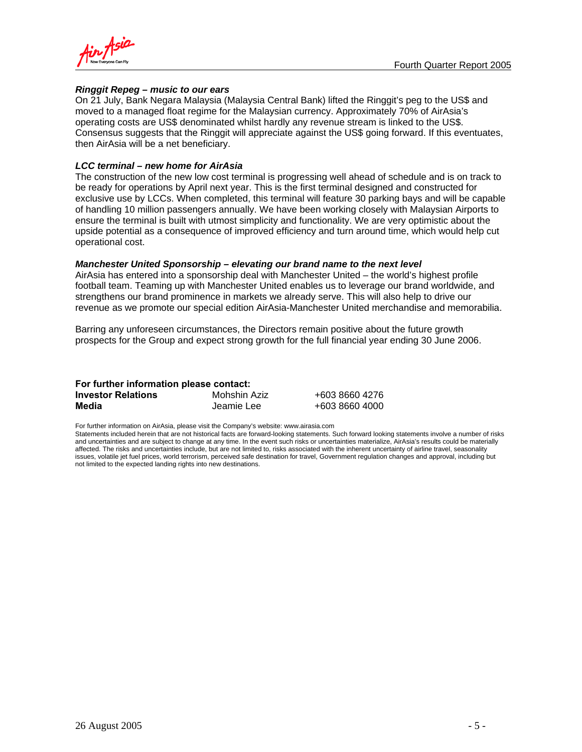***Ringgit Repeg – music to our ears***

On 21 July, Bank Negara Malaysia (Malaysia Central Bank) lifted the Ringgit's peg to the US$ and moved to a managed float regime for the Malaysian currency. Approximately 70% of AirAsia's operating costs are US$ denominated whilst hardly any revenue stream is linked to the US$. Consensus suggests that the Ringgit will appreciate against the US$ going forward. If this eventuates, then AirAsia will be a net beneficiary.

***LCC terminal – new home for AirAsia***

The construction of the new low cost terminal is progressing well ahead of schedule and is on track to be ready for operations by April next year. This is the first terminal designed and constructed for exclusive use by LCCs. When completed, this terminal will feature 30 parking bays and will be capable of handling 10 million passengers annually. We have been working closely with Malaysian Airports to ensure the terminal is built with utmost simplicity and functionality. We are very optimistic about the upside potential as a consequence of improved efficiency and turn around time, which would help cut operational cost.

***Manchester United Sponsorship – elevating our brand name to the next level***

AirAsia has entered into a sponsorship deal with Manchester United – the world's highest profile football team. Teaming up with Manchester United enables us to leverage our brand worldwide, and strengthens our brand prominence in markets we already serve. This will also help to drive our revenue as we promote our special edition AirAsia-Manchester United merchandise and memorabilia.

Barring any unforeseen circumstances, the Directors remain positive about the future growth prospects for the Group and expect strong growth for the full financial year ending 30 June 2006.

**For further information please contact:**

| | | |
|---|---|---|
| **Investor Relations** | Mohshin Aziz | +603 8660 4276 |
| **Media** | Jeamie Lee | +603 8660 4000 |

For further information on AirAsia, please visit the Company's website: www.airasia.com

Statements included herein that are not historical facts are forward-looking statements. Such forward looking statements involve a number of risks and uncertainties and are subject to change at any time. In the event such risks or uncertainties materialize, AirAsia's results could be materially affected. The risks and uncertainties include, but are not limited to, risks associated with the inherent uncertainty of airline travel, seasonality issues, volatile jet fuel prices, world terrorism, perceived safe destination for travel, Government regulation changes and approval, including but not limited to the expected landing rights into new destinations.